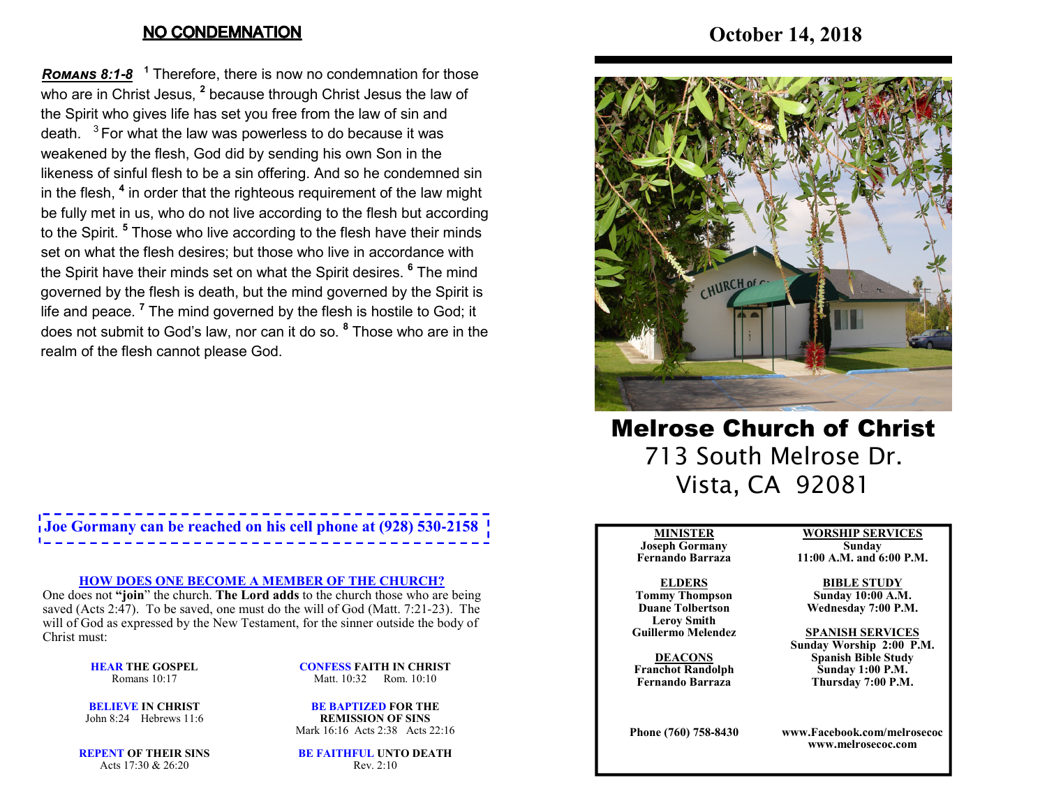## NO CONDEMNATION

***ROMANS 8:1-8*** [1] Therefore, there is now no condemnation for those who are in Christ Jesus, [2] because through Christ Jesus the law of the Spirit who gives life has set you free from the law of sin and death. [3] For what the law was powerless to do because it was weakened by the flesh, God did by sending his own Son in the likeness of sinful flesh to be a sin offering. And so he condemned sin in the flesh, [4] in order that the righteous requirement of the law might be fully met in us, who do not live according to the flesh but according to the Spirit. [5] Those who live according to the flesh have their minds set on what the flesh desires; but those who live in accordance with the Spirit have their minds set on what the Spirit desires. [6] The mind governed by the flesh is death, but the mind governed by the Spirit is life and peace. [7] The mind governed by the flesh is hostile to God; it does not submit to God's law, nor can it do so. [8] Those who are in the realm of the flesh cannot please God.

**Joe Gormany can be reached on his cell phone at (928) 530-2158**

**HOW DOES ONE BECOME A MEMBER OF THE CHURCH?**

One does not **"join"** the church. **The Lord adds** to the church those who are being saved (Acts 2:47). To be saved, one must do the will of God (Matt. 7:21-23). The will of God as expressed by the New Testament, for the sinner outside the body of Christ must:

**HEAR THE GOSPEL**
Romans 10:17

**BELIEVE IN CHRIST**
John 8:24 Hebrews 11:6

**REPENT OF THEIR SINS**
Acts 17:30 & 26:20

**CONFESS FAITH IN CHRIST**
Matt. 10:32 Rom. 10:10

**BE BAPTIZED FOR THE REMISSION OF SINS**
Mark 16:16 Acts 2:38 Acts 22:16

**BE FAITHFUL UNTO DEATH**
Rev. 2:10

# October 14, 2018

# Melrose Church of Christ

713 South Melrose Dr.
Vista, CA 92081

**MINISTER**
Joseph Gormany
Fernando Barraza

**ELDERS**
Tommy Thompson
Duane Tolbertson
Leroy Smith
Guillermo Melendez

**DEACONS**
Franchot Randolph
Fernando Barraza

**WORSHIP SERVICES**
Sunday
11:00 A.M. and 6:00 P.M.

**BIBLE STUDY**
Sunday 10:00 A.M.
Wednesday 7:00 P.M.

**SPANISH SERVICES**
Sunday Worship 2:00 P.M.
Spanish Bible Study
Sunday 1:00 P.M.
Thursday 7:00 P.M.

Phone (760) 758-8430

www.Facebook.com/melrosecoc
www.melrosecoc.com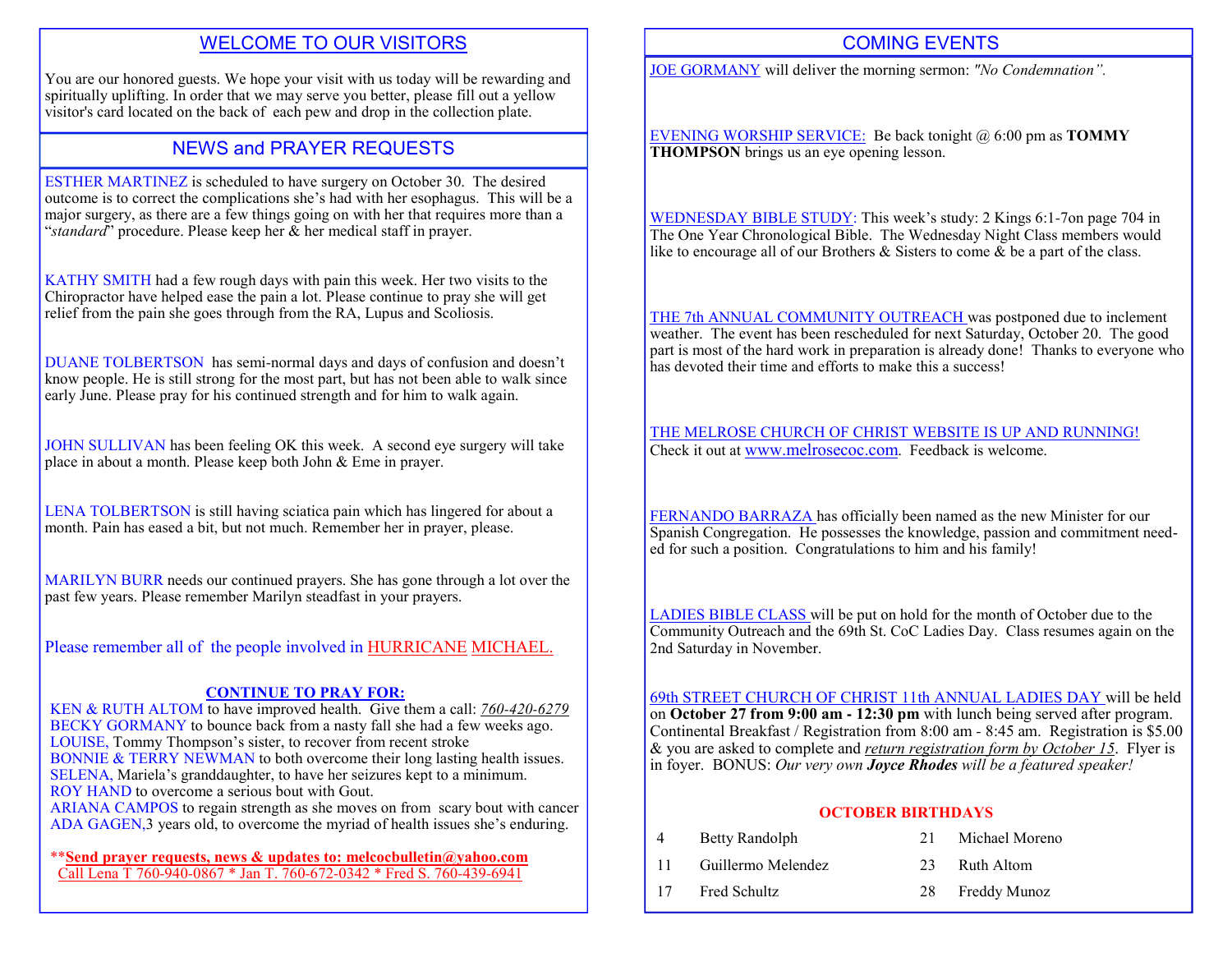## WELCOME TO OUR VISITORS

You are our honored guests. We hope your visit with us today will be rewarding and spiritually uplifting. In order that we may serve you better, please fill out a yellow visitor's card located on the back of each pew and drop in the collection plate.

## NEWS and PRAYER REQUESTS

ESTHER MARTINEZ is scheduled to have surgery on October 30. The desired outcome is to correct the complications she's had with her esophagus. This will be a major surgery, as there are a few things going on with her that requires more than a "*standard*" procedure. Please keep her & her medical staff in prayer.

KATHY SMITH had a few rough days with pain this week. Her two visits to the Chiropractor have helped ease the pain a lot. Please continue to pray she will get relief from the pain she goes through from the RA, Lupus and Scoliosis.

DUANE TOLBERTSON has semi-normal days and days of confusion and doesn't know people. He is still strong for the most part, but has not been able to walk since early June. Please pray for his continued strength and for him to walk again.

JOHN SULLIVAN has been feeling OK this week. A second eye surgery will take place in about a month. Please keep both John & Eme in prayer.

LENA TOLBERTSON is still having sciatica pain which has lingered for about a month. Pain has eased a bit, but not much. Remember her in prayer, please.

MARILYN BURR needs our continued prayers. She has gone through a lot over the past few years. Please remember Marilyn steadfast in your prayers.

Please remember all of the people involved in HURRICANE MICHAEL.

**CONTINUE TO PRAY FOR:**

KEN & RUTH ALTOM to have improved health. Give them a call: *760-420-6279*
BECKY GORMANY to bounce back from a nasty fall she had a few weeks ago.
LOUISE, Tommy Thompson's sister, to recover from recent stroke
BONNIE & TERRY NEWMAN to both overcome their long lasting health issues.
SELENA, Mariela's granddaughter, to have her seizures kept to a minimum.
ROY HAND to overcome a serious bout with Gout.
ARIANA CAMPOS to regain strength as she moves on from scary bout with cancer
ADA GAGEN,3 years old, to overcome the myriad of health issues she's enduring.

****Send prayer requests, news & updates to: melcocbulletin@yahoo.com**
Call Lena T 760-940-0867 * Jan T. 760-672-0342 * Fred S. 760-439-6941

## COMING EVENTS

JOE GORMANY will deliver the morning sermon: *"No Condemnation".*

EVENING WORSHIP SERVICE: Be back tonight @ 6:00 pm as **TOMMY THOMPSON** brings us an eye opening lesson.

WEDNESDAY BIBLE STUDY: This week's study: 2 Kings 6:1-7on page 704 in The One Year Chronological Bible. The Wednesday Night Class members would like to encourage all of our Brothers & Sisters to come & be a part of the class.

THE 7th ANNUAL COMMUNITY OUTREACH was postponed due to inclement weather. The event has been rescheduled for next Saturday, October 20. The good part is most of the hard work in preparation is already done! Thanks to everyone who has devoted their time and efforts to make this a success!

THE MELROSE CHURCH OF CHRIST WEBSITE IS UP AND RUNNING!
Check it out at www.melrosecoc.com. Feedback is welcome.

FERNANDO BARRAZA has officially been named as the new Minister for our Spanish Congregation. He possesses the knowledge, passion and commitment needed for such a position. Congratulations to him and his family!

LADIES BIBLE CLASS will be put on hold for the month of October due to the Community Outreach and the 69th St. CoC Ladies Day. Class resumes again on the 2nd Saturday in November.

69th STREET CHURCH OF CHRIST 11th ANNUAL LADIES DAY will be held on **October 27 from 9:00 am - 12:30 pm** with lunch being served after program. Continental Breakfast / Registration from 8:00 am - 8:45 am. Registration is $5.00 & you are asked to complete and *return registration form by October 15*. Flyer is in foyer. BONUS: *Our very own **Joyce Rhodes** will be a featured speaker!*

**OCTOBER BIRTHDAYS**

| | | | |
|---|---|---|---|
| 4 | Betty Randolph | 21 | Michael Moreno |
| 11 | Guillermo Melendez | 23 | Ruth Altom |
| 17 | Fred Schultz | 28 | Freddy Munoz |